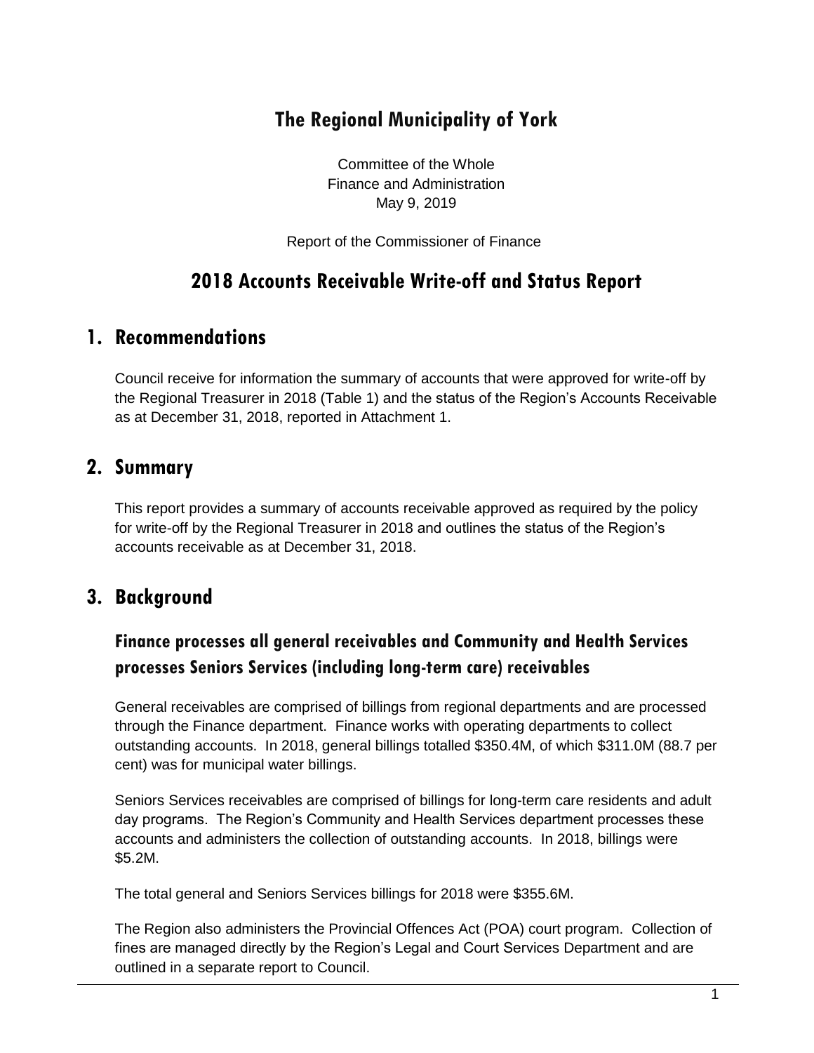# The Regional Municipality of York

Committee of the Whole
Finance and Administration
May 9, 2019

Report of the Commissioner of Finance

# 2018 Accounts Receivable Write-off and Status Report

## 1. Recommendations

Council receive for information the summary of accounts that were approved for write-off by the Regional Treasurer in 2018 (Table 1) and the status of the Region's Accounts Receivable as at December 31, 2018, reported in Attachment 1.

## 2. Summary

This report provides a summary of accounts receivable approved as required by the policy for write-off by the Regional Treasurer in 2018 and outlines the status of the Region's accounts receivable as at December 31, 2018.

## 3. Background

### Finance processes all general receivables and Community and Health Services processes Seniors Services (including long-term care) receivables

General receivables are comprised of billings from regional departments and are processed through the Finance department. Finance works with operating departments to collect outstanding accounts. In 2018, general billings totalled $350.4M, of which $311.0M (88.7 per cent) was for municipal water billings.

Seniors Services receivables are comprised of billings for long-term care residents and adult day programs. The Region's Community and Health Services department processes these accounts and administers the collection of outstanding accounts. In 2018, billings were $5.2M.

The total general and Seniors Services billings for 2018 were $355.6M.

The Region also administers the Provincial Offences Act (POA) court program. Collection of fines are managed directly by the Region's Legal and Court Services Department and are outlined in a separate report to Council.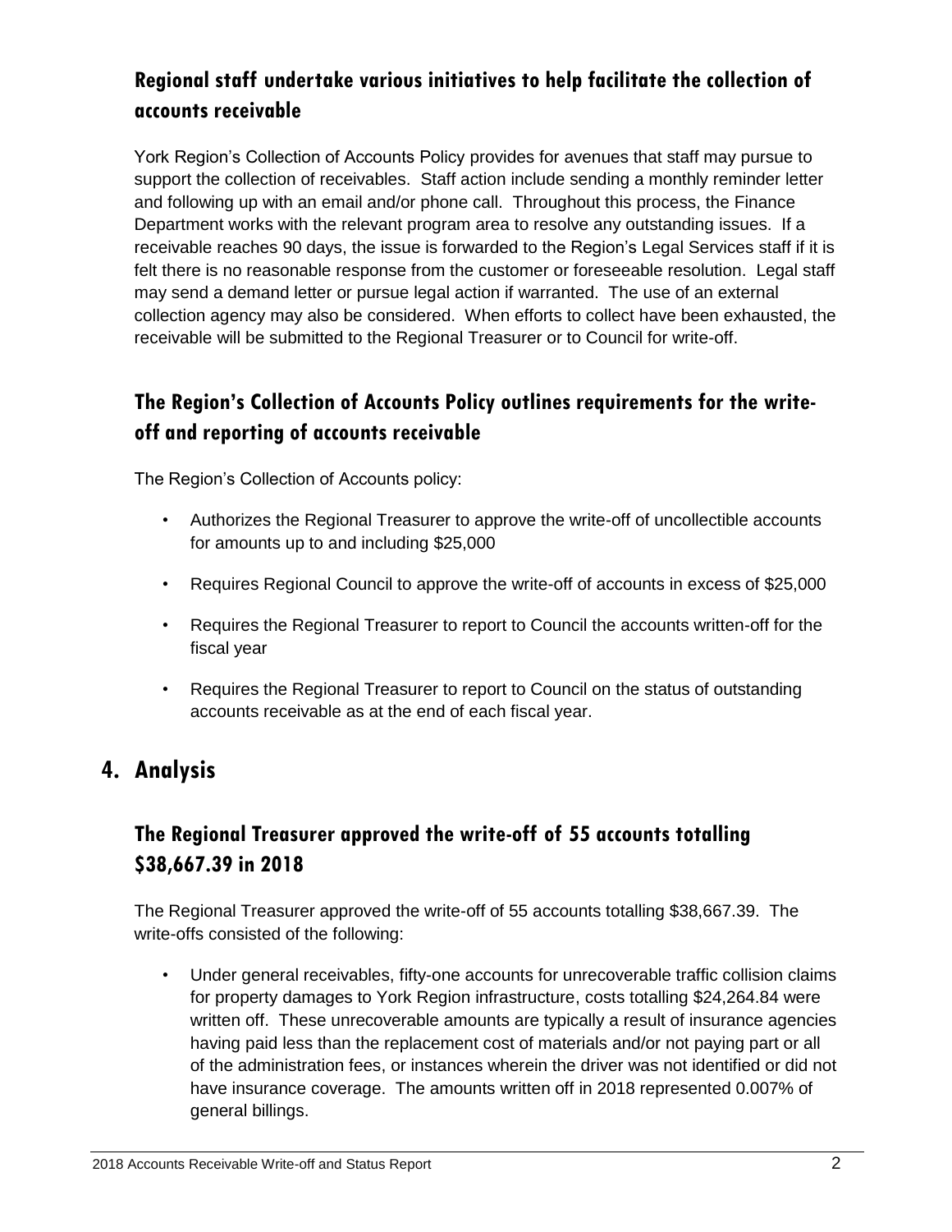### Regional staff undertake various initiatives to help facilitate the collection of accounts receivable

York Region's Collection of Accounts Policy provides for avenues that staff may pursue to support the collection of receivables. Staff action include sending a monthly reminder letter and following up with an email and/or phone call. Throughout this process, the Finance Department works with the relevant program area to resolve any outstanding issues. If a receivable reaches 90 days, the issue is forwarded to the Region's Legal Services staff if it is felt there is no reasonable response from the customer or foreseeable resolution. Legal staff may send a demand letter or pursue legal action if warranted. The use of an external collection agency may also be considered. When efforts to collect have been exhausted, the receivable will be submitted to the Regional Treasurer or to Council for write-off.

### The Region's Collection of Accounts Policy outlines requirements for the write-off and reporting of accounts receivable

The Region's Collection of Accounts policy:

- Authorizes the Regional Treasurer to approve the write-off of uncollectible accounts for amounts up to and including $25,000
- Requires Regional Council to approve the write-off of accounts in excess of $25,000
- Requires the Regional Treasurer to report to Council the accounts written-off for the fiscal year
- Requires the Regional Treasurer to report to Council on the status of outstanding accounts receivable as at the end of each fiscal year.

## 4. Analysis

### The Regional Treasurer approved the write-off of 55 accounts totalling $38,667.39 in 2018

The Regional Treasurer approved the write-off of 55 accounts totalling $38,667.39. The write-offs consisted of the following:

- Under general receivables, fifty-one accounts for unrecoverable traffic collision claims for property damages to York Region infrastructure, costs totalling $24,264.84 were written off. These unrecoverable amounts are typically a result of insurance agencies having paid less than the replacement cost of materials and/or not paying part or all of the administration fees, or instances wherein the driver was not identified or did not have insurance coverage. The amounts written off in 2018 represented 0.007% of general billings.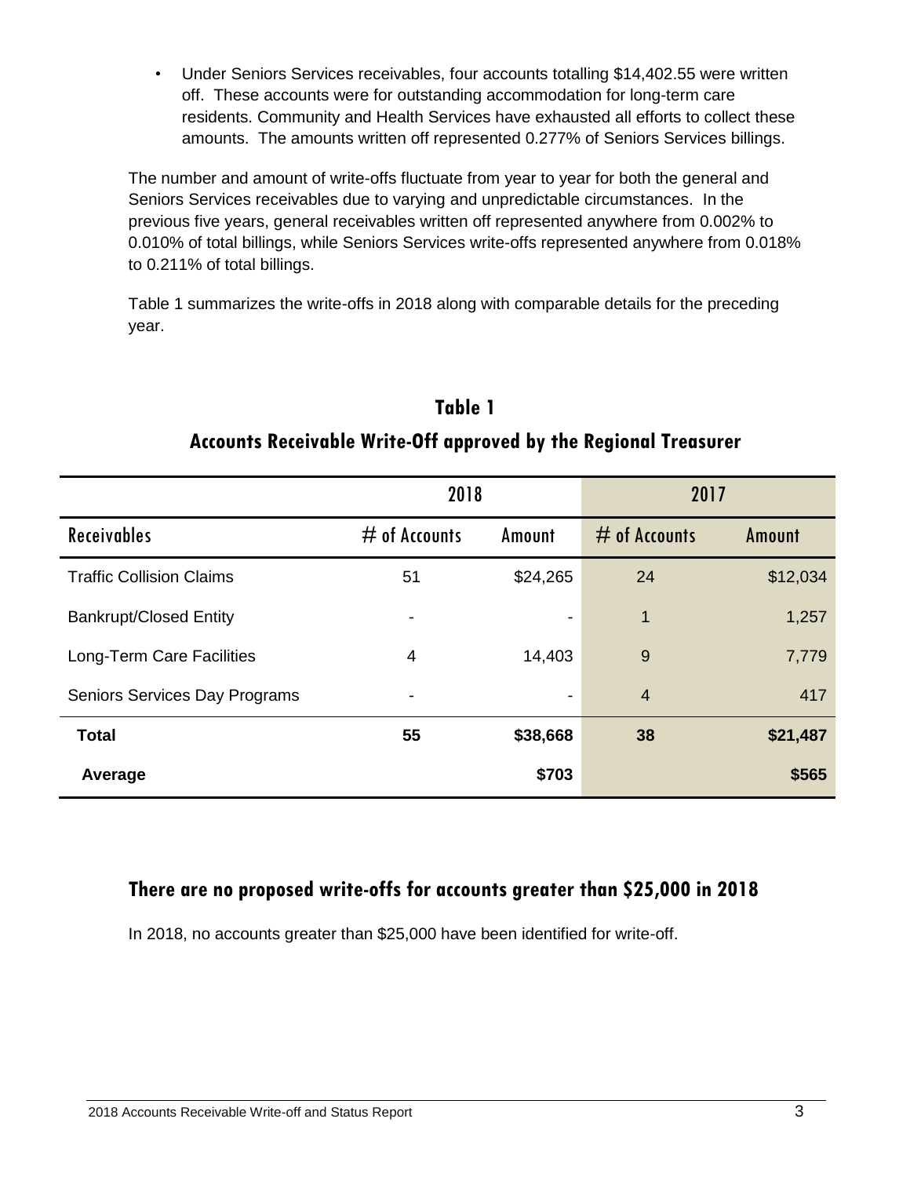- Under Seniors Services receivables, four accounts totalling $14,402.55 were written off. These accounts were for outstanding accommodation for long-term care residents. Community and Health Services have exhausted all efforts to collect these amounts. The amounts written off represented 0.277% of Seniors Services billings.

The number and amount of write-offs fluctuate from year to year for both the general and Seniors Services receivables due to varying and unpredictable circumstances. In the previous five years, general receivables written off represented anywhere from 0.002% to 0.010% of total billings, while Seniors Services write-offs represented anywhere from 0.018% to 0.211% of total billings.

Table 1 summarizes the write-offs in 2018 along with comparable details for the preceding year.

**Table 1**

**Accounts Receivable Write-Off approved by the Regional Treasurer**

| | 2018 | | 2017 | |
|---|---|---|---|---|
| Receivables | # of Accounts | Amount | # of Accounts | Amount |
| Traffic Collision Claims | 51 | $24,265 | 24 | $12,034 |
| Bankrupt/Closed Entity | - | - | 1 | 1,257 |
| Long-Term Care Facilities | 4 | 14,403 | 9 | 7,779 |
| Seniors Services Day Programs | - | - | 4 | 417 |
| **Total** | **55** | **$38,668** | **38** | **$21,487** |
| **Average** | | **$703** | | **$565** |

## There are no proposed write-offs for accounts greater than $25,000 in 2018

In 2018, no accounts greater than $25,000 have been identified for write-off.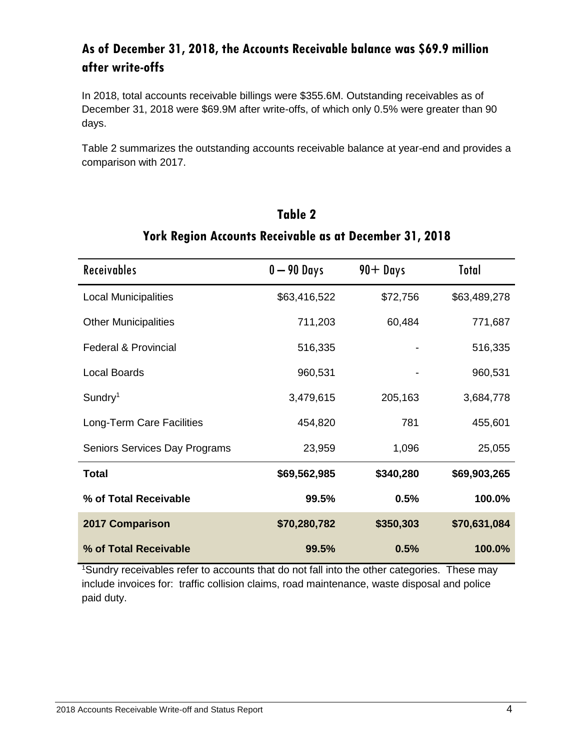## As of December 31, 2018, the Accounts Receivable balance was $69.9 million after write-offs

In 2018, total accounts receivable billings were $355.6M. Outstanding receivables as of December 31, 2018 were $69.9M after write-offs, of which only 0.5% were greater than 90 days.

Table 2 summarizes the outstanding accounts receivable balance at year-end and provides a comparison with 2017.

### Table 2

### York Region Accounts Receivable as at December 31, 2018

| Receivables | 0 – 90 Days | 90+ Days | Total |
|---|---:|---:|---:|
| Local Municipalities | $63,416,522 | $72,756 | $63,489,278 |
| Other Municipalities | 711,203 | 60,484 | 771,687 |
| Federal & Provincial | 516,335 | - | 516,335 |
| Local Boards | 960,531 | - | 960,531 |
| Sundry[1] | 3,479,615 | 205,163 | 3,684,778 |
| Long-Term Care Facilities | 454,820 | 781 | 455,601 |
| Seniors Services Day Programs | 23,959 | 1,096 | 25,055 |
| **Total** | **$69,562,985** | **$340,280** | **$69,903,265** |
| **% of Total Receivable** | **99.5%** | **0.5%** | **100.0%** |
| **2017 Comparison** | **$70,280,782** | **$350,303** | **$70,631,084** |
| **% of Total Receivable** | **99.5%** | **0.5%** | **100.0%** |

[1]Sundry receivables refer to accounts that do not fall into the other categories. These may include invoices for: traffic collision claims, road maintenance, waste disposal and police paid duty.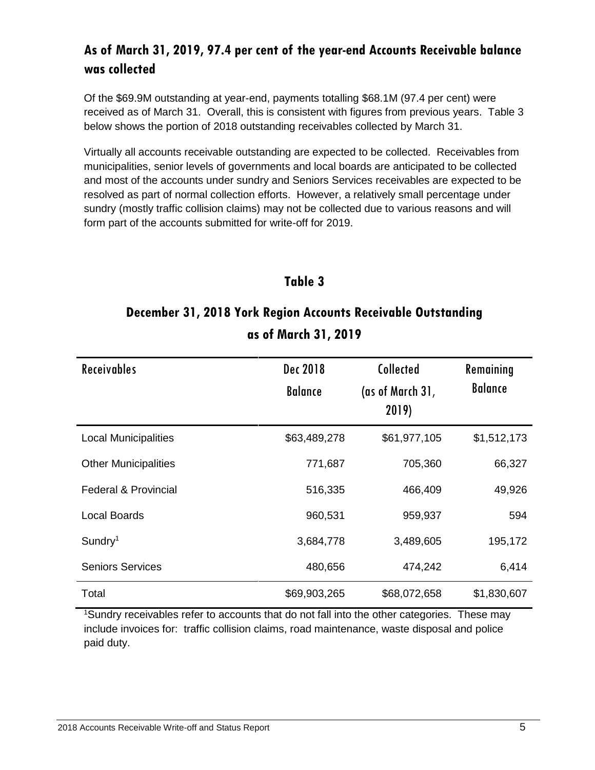## As of March 31, 2019, 97.4 per cent of the year-end Accounts Receivable balance was collected

Of the $69.9M outstanding at year-end, payments totalling $68.1M (97.4 per cent) were received as of March 31. Overall, this is consistent with figures from previous years. Table 3 below shows the portion of 2018 outstanding receivables collected by March 31.

Virtually all accounts receivable outstanding are expected to be collected. Receivables from municipalities, senior levels of governments and local boards are anticipated to be collected and most of the accounts under sundry and Seniors Services receivables are expected to be resolved as part of normal collection efforts. However, a relatively small percentage under sundry (mostly traffic collision claims) may not be collected due to various reasons and will form part of the accounts submitted for write-off for 2019.

### Table 3

### December 31, 2018 York Region Accounts Receivable Outstanding as of March 31, 2019

| Receivables | Dec 2018 Balance | Collected (as of March 31, 2019) | Remaining Balance |
|---|---|---|---|
| Local Municipalities | $63,489,278 | $61,977,105 | $1,512,173 |
| Other Municipalities | 771,687 | 705,360 | 66,327 |
| Federal & Provincial | 516,335 | 466,409 | 49,926 |
| Local Boards | 960,531 | 959,937 | 594 |
| Sundry[1] | 3,684,778 | 3,489,605 | 195,172 |
| Seniors Services | 480,656 | 474,242 | 6,414 |
| Total | $69,903,265 | $68,072,658 | $1,830,607 |

[1]Sundry receivables refer to accounts that do not fall into the other categories. These may include invoices for: traffic collision claims, road maintenance, waste disposal and police paid duty.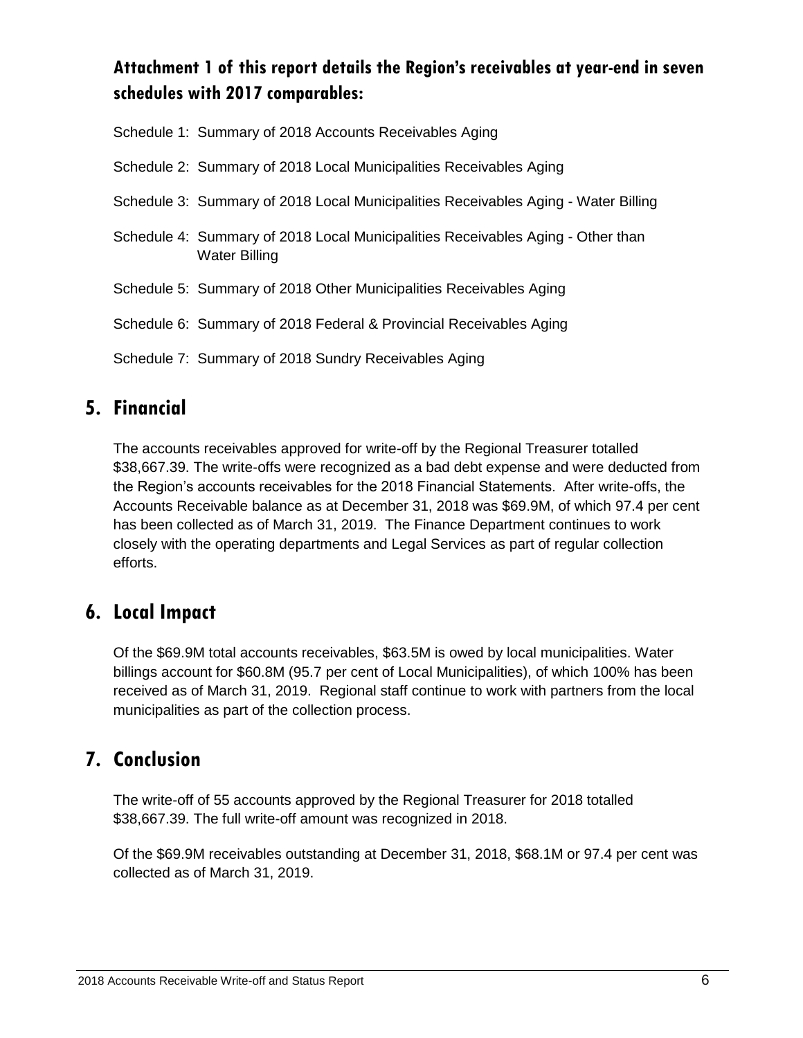### Attachment 1 of this report details the Region's receivables at year-end in seven schedules with 2017 comparables:

Schedule 1: Summary of 2018 Accounts Receivables Aging

Schedule 2: Summary of 2018 Local Municipalities Receivables Aging

Schedule 3: Summary of 2018 Local Municipalities Receivables Aging - Water Billing

Schedule 4: Summary of 2018 Local Municipalities Receivables Aging - Other than Water Billing

Schedule 5: Summary of 2018 Other Municipalities Receivables Aging

Schedule 6: Summary of 2018 Federal & Provincial Receivables Aging

Schedule 7: Summary of 2018 Sundry Receivables Aging

## 5. Financial

The accounts receivables approved for write-off by the Regional Treasurer totalled $38,667.39. The write-offs were recognized as a bad debt expense and were deducted from the Region's accounts receivables for the 2018 Financial Statements. After write-offs, the Accounts Receivable balance as at December 31, 2018 was $69.9M, of which 97.4 per cent has been collected as of March 31, 2019. The Finance Department continues to work closely with the operating departments and Legal Services as part of regular collection efforts.

## 6. Local Impact

Of the $69.9M total accounts receivables, $63.5M is owed by local municipalities. Water billings account for $60.8M (95.7 per cent of Local Municipalities), of which 100% has been received as of March 31, 2019. Regional staff continue to work with partners from the local municipalities as part of the collection process.

## 7. Conclusion

The write-off of 55 accounts approved by the Regional Treasurer for 2018 totalled $38,667.39. The full write-off amount was recognized in 2018.

Of the $69.9M receivables outstanding at December 31, 2018, $68.1M or 97.4 per cent was collected as of March 31, 2019.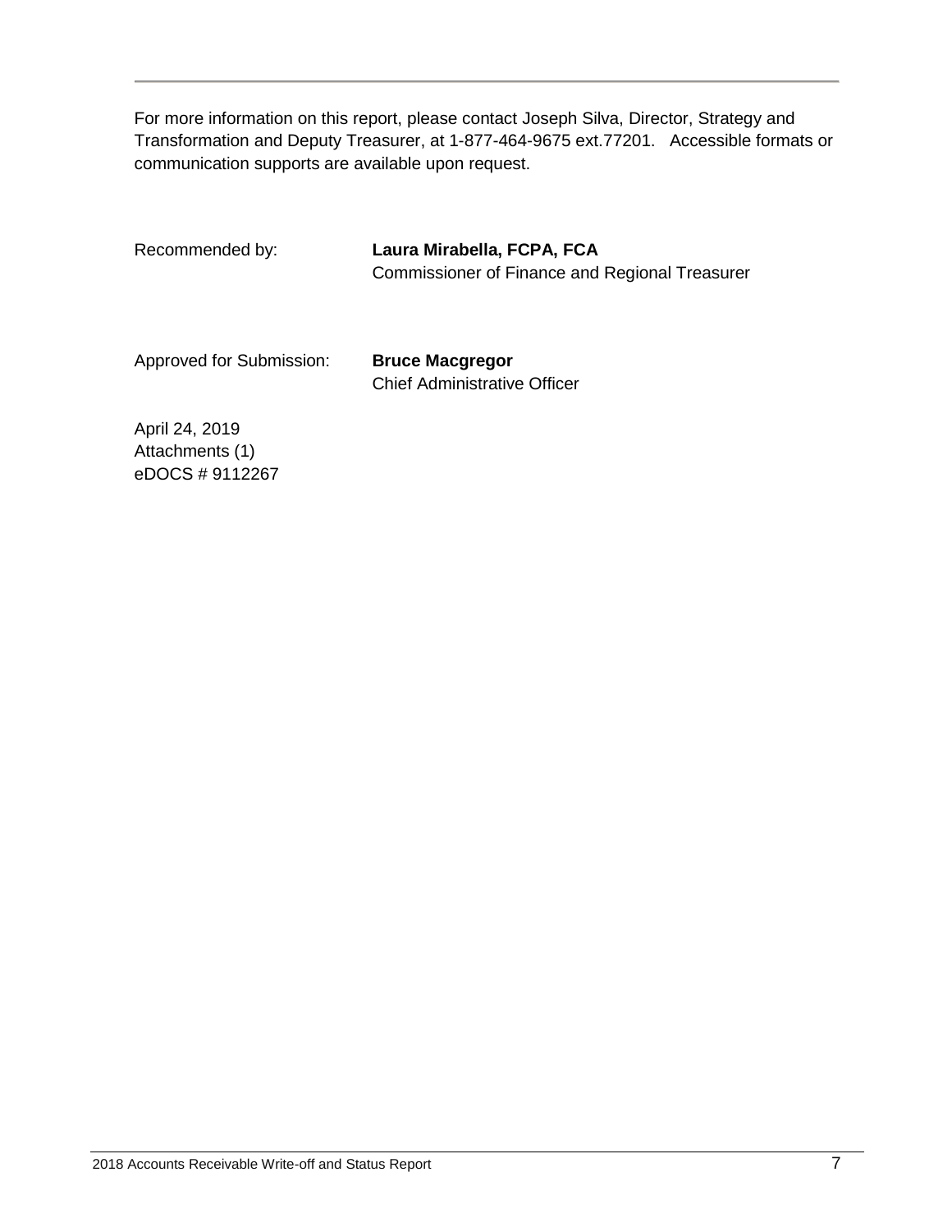For more information on this report, please contact Joseph Silva, Director, Strategy and Transformation and Deputy Treasurer, at 1-877-464-9675 ext.77201. Accessible formats or communication supports are available upon request.

Recommended by: **Laura Mirabella, FCPA, FCA**
Commissioner of Finance and Regional Treasurer

Approved for Submission: **Bruce Macgregor**
Chief Administrative Officer

April 24, 2019
Attachments (1)
eDOCS # 9112267